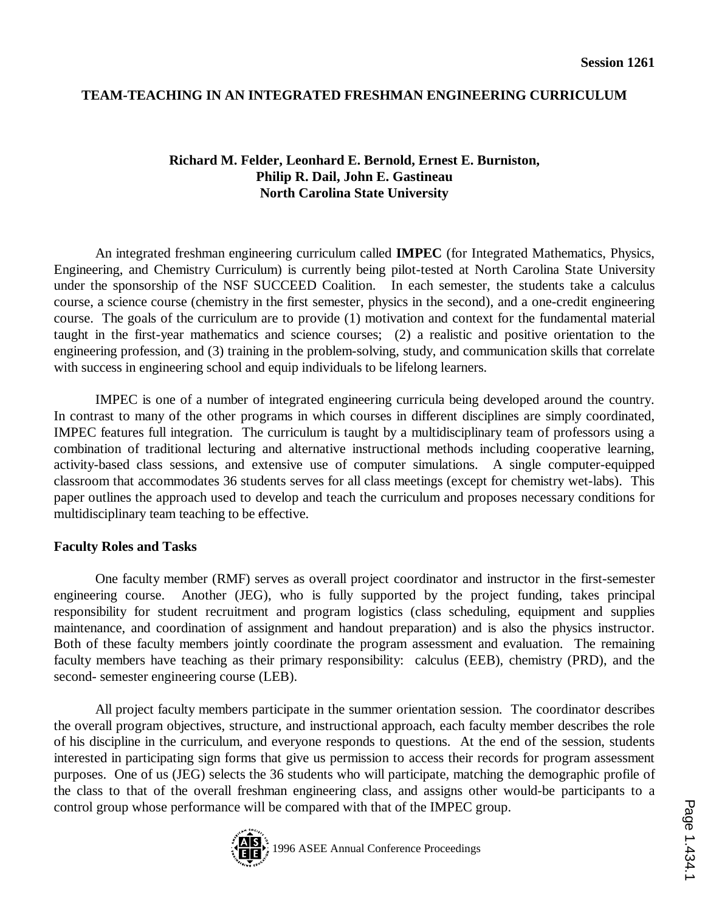Session 1261

# TEAM-TEACHING IN AN INTEGRATED FRESHMAN ENGINEERING CURRICULUM

**Richard M. Felder, Leonhard E. Bernold, Ernest E. Burniston, Philip R. Dail, John E. Gastineau**
**North Carolina State University**

An integrated freshman engineering curriculum called **IMPEC** (for Integrated Mathematics, Physics, Engineering, and Chemistry Curriculum) is currently being pilot-tested at North Carolina State University under the sponsorship of the NSF SUCCEED Coalition. In each semester, the students take a calculus course, a science course (chemistry in the first semester, physics in the second), and a one-credit engineering course. The goals of the curriculum are to provide (1) motivation and context for the fundamental material taught in the first-year mathematics and science courses; (2) a realistic and positive orientation to the engineering profession, and (3) training in the problem-solving, study, and communication skills that correlate with success in engineering school and equip individuals to be lifelong learners.

IMPEC is one of a number of integrated engineering curricula being developed around the country. In contrast to many of the other programs in which courses in different disciplines are simply coordinated, IMPEC features full integration. The curriculum is taught by a multidisciplinary team of professors using a combination of traditional lecturing and alternative instructional methods including cooperative learning, activity-based class sessions, and extensive use of computer simulations. A single computer-equipped classroom that accommodates 36 students serves for all class meetings (except for chemistry wet-labs). This paper outlines the approach used to develop and teach the curriculum and proposes necessary conditions for multidisciplinary team teaching to be effective.

## Faculty Roles and Tasks

One faculty member (RMF) serves as overall project coordinator and instructor in the first-semester engineering course. Another (JEG), who is fully supported by the project funding, takes principal responsibility for student recruitment and program logistics (class scheduling, equipment and supplies maintenance, and coordination of assignment and handout preparation) and is also the physics instructor. Both of these faculty members jointly coordinate the program assessment and evaluation. The remaining faculty members have teaching as their primary responsibility: calculus (EEB), chemistry (PRD), and the second- semester engineering course (LEB).

All project faculty members participate in the summer orientation session. The coordinator describes the overall program objectives, structure, and instructional approach, each faculty member describes the role of his discipline in the curriculum, and everyone responds to questions. At the end of the session, students interested in participating sign forms that give us permission to access their records for program assessment purposes. One of us (JEG) selects the 36 students who will participate, matching the demographic profile of the class to that of the overall freshman engineering class, and assigns other would-be participants to a control group whose performance will be compared with that of the IMPEC group.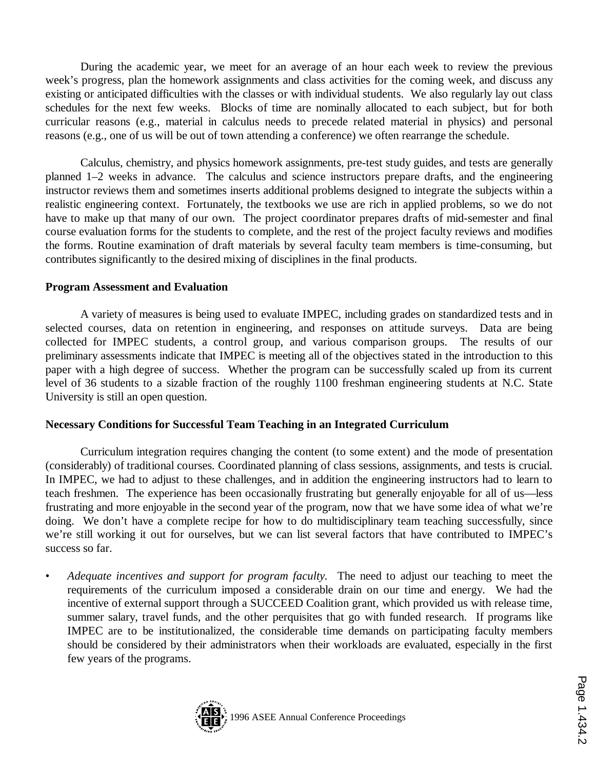During the academic year, we meet for an average of an hour each week to review the previous week's progress, plan the homework assignments and class activities for the coming week, and discuss any existing or anticipated difficulties with the classes or with individual students. We also regularly lay out class schedules for the next few weeks. Blocks of time are nominally allocated to each subject, but for both curricular reasons (e.g., material in calculus needs to precede related material in physics) and personal reasons (e.g., one of us will be out of town attending a conference) we often rearrange the schedule.

Calculus, chemistry, and physics homework assignments, pre-test study guides, and tests are generally planned 1–2 weeks in advance. The calculus and science instructors prepare drafts, and the engineering instructor reviews them and sometimes inserts additional problems designed to integrate the subjects within a realistic engineering context. Fortunately, the textbooks we use are rich in applied problems, so we do not have to make up that many of our own. The project coordinator prepares drafts of mid-semester and final course evaluation forms for the students to complete, and the rest of the project faculty reviews and modifies the forms. Routine examination of draft materials by several faculty team members is time-consuming, but contributes significantly to the desired mixing of disciplines in the final products.

**Program Assessment and Evaluation**

A variety of measures is being used to evaluate IMPEC, including grades on standardized tests and in selected courses, data on retention in engineering, and responses on attitude surveys. Data are being collected for IMPEC students, a control group, and various comparison groups. The results of our preliminary assessments indicate that IMPEC is meeting all of the objectives stated in the introduction to this paper with a high degree of success. Whether the program can be successfully scaled up from its current level of 36 students to a sizable fraction of the roughly 1100 freshman engineering students at N.C. State University is still an open question.

**Necessary Conditions for Successful Team Teaching in an Integrated Curriculum**

Curriculum integration requires changing the content (to some extent) and the mode of presentation (considerably) of traditional courses. Coordinated planning of class sessions, assignments, and tests is crucial. In IMPEC, we had to adjust to these challenges, and in addition the engineering instructors had to learn to teach freshmen. The experience has been occasionally frustrating but generally enjoyable for all of us—less frustrating and more enjoyable in the second year of the program, now that we have some idea of what we're doing. We don't have a complete recipe for how to do multidisciplinary team teaching successfully, since we're still working it out for ourselves, but we can list several factors that have contributed to IMPEC's success so far.

- *Adequate incentives and support for program faculty.* The need to adjust our teaching to meet the requirements of the curriculum imposed a considerable drain on our time and energy. We had the incentive of external support through a SUCCEED Coalition grant, which provided us with release time, summer salary, travel funds, and the other perquisites that go with funded research. If programs like IMPEC are to be institutionalized, the considerable time demands on participating faculty members should be considered by their administrators when their workloads are evaluated, especially in the first few years of the programs.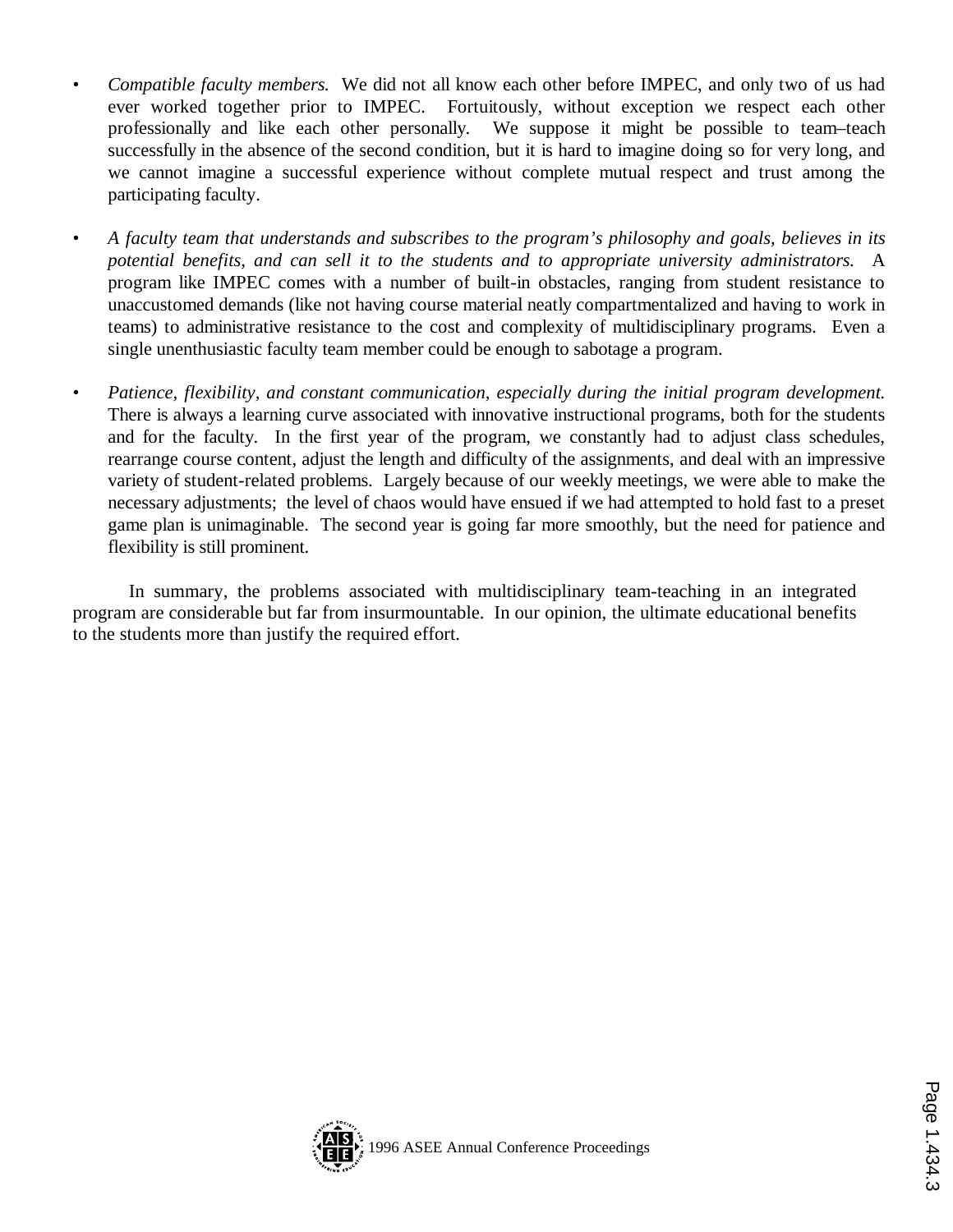- *Compatible faculty members.* We did not all know each other before IMPEC, and only two of us had ever worked together prior to IMPEC. Fortuitously, without exception we respect each other professionally and like each other personally. We suppose it might be possible to team–teach successfully in the absence of the second condition, but it is hard to imagine doing so for very long, and we cannot imagine a successful experience without complete mutual respect and trust among the participating faculty.

- *A faculty team that understands and subscribes to the program's philosophy and goals, believes in its potential benefits, and can sell it to the students and to appropriate university administrators.* A program like IMPEC comes with a number of built-in obstacles, ranging from student resistance to unaccustomed demands (like not having course material neatly compartmentalized and having to work in teams) to administrative resistance to the cost and complexity of multidisciplinary programs. Even a single unenthusiastic faculty team member could be enough to sabotage a program.

- *Patience, flexibility, and constant communication, especially during the initial program development.* There is always a learning curve associated with innovative instructional programs, both for the students and for the faculty. In the first year of the program, we constantly had to adjust class schedules, rearrange course content, adjust the length and difficulty of the assignments, and deal with an impressive variety of student-related problems. Largely because of our weekly meetings, we were able to make the necessary adjustments; the level of chaos would have ensued if we had attempted to hold fast to a preset game plan is unimaginable. The second year is going far more smoothly, but the need for patience and flexibility is still prominent.

In summary, the problems associated with multidisciplinary team-teaching in an integrated program are considerable but far from insurmountable. In our opinion, the ultimate educational benefits to the students more than justify the required effort.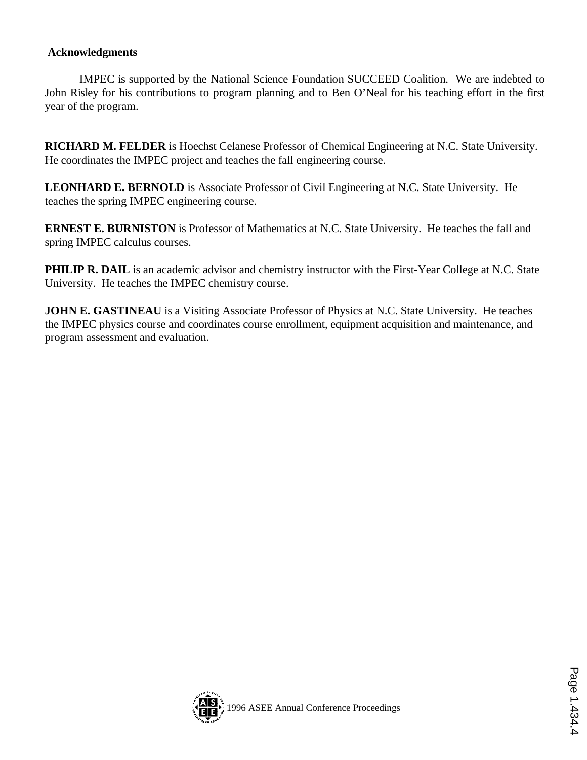## Acknowledgments

IMPEC is supported by the National Science Foundation SUCCEED Coalition. We are indebted to John Risley for his contributions to program planning and to Ben O'Neal for his teaching effort in the first year of the program.

**RICHARD M. FELDER** is Hoechst Celanese Professor of Chemical Engineering at N.C. State University. He coordinates the IMPEC project and teaches the fall engineering course.

**LEONHARD E. BERNOLD** is Associate Professor of Civil Engineering at N.C. State University. He teaches the spring IMPEC engineering course.

**ERNEST E. BURNISTON** is Professor of Mathematics at N.C. State University. He teaches the fall and spring IMPEC calculus courses.

**PHILIP R. DAIL** is an academic advisor and chemistry instructor with the First-Year College at N.C. State University. He teaches the IMPEC chemistry course.

**JOHN E. GASTINEAU** is a Visiting Associate Professor of Physics at N.C. State University. He teaches the IMPEC physics course and coordinates course enrollment, equipment acquisition and maintenance, and program assessment and evaluation.